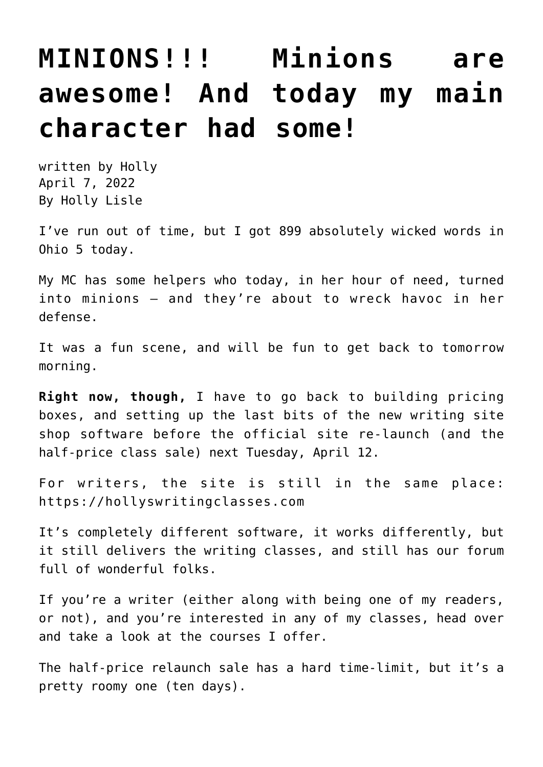# MINIONS!!! Minions are awesome! And today my main character had some!

written by Holly
April 7, 2022
By Holly Lisle

I've run out of time, but I got 899 absolutely wicked words in Ohio 5 today.

My MC has some helpers who today, in her hour of need, turned into minions — and they're about to wreck havoc in her defense.

It was a fun scene, and will be fun to get back to tomorrow morning.

**Right now, though,** I have to go back to building pricing boxes, and setting up the last bits of the new writing site shop software before the official site re-launch (and the half-price class sale) next Tuesday, April 12.

For writers, the site is still in the same place: https://hollyswritingclasses.com

It's completely different software, it works differently, but it still delivers the writing classes, and still has our forum full of wonderful folks.

If you're a writer (either along with being one of my readers, or not), and you're interested in any of my classes, head over and take a look at the courses I offer.

The half-price relaunch sale has a hard time-limit, but it's a pretty roomy one (ten days).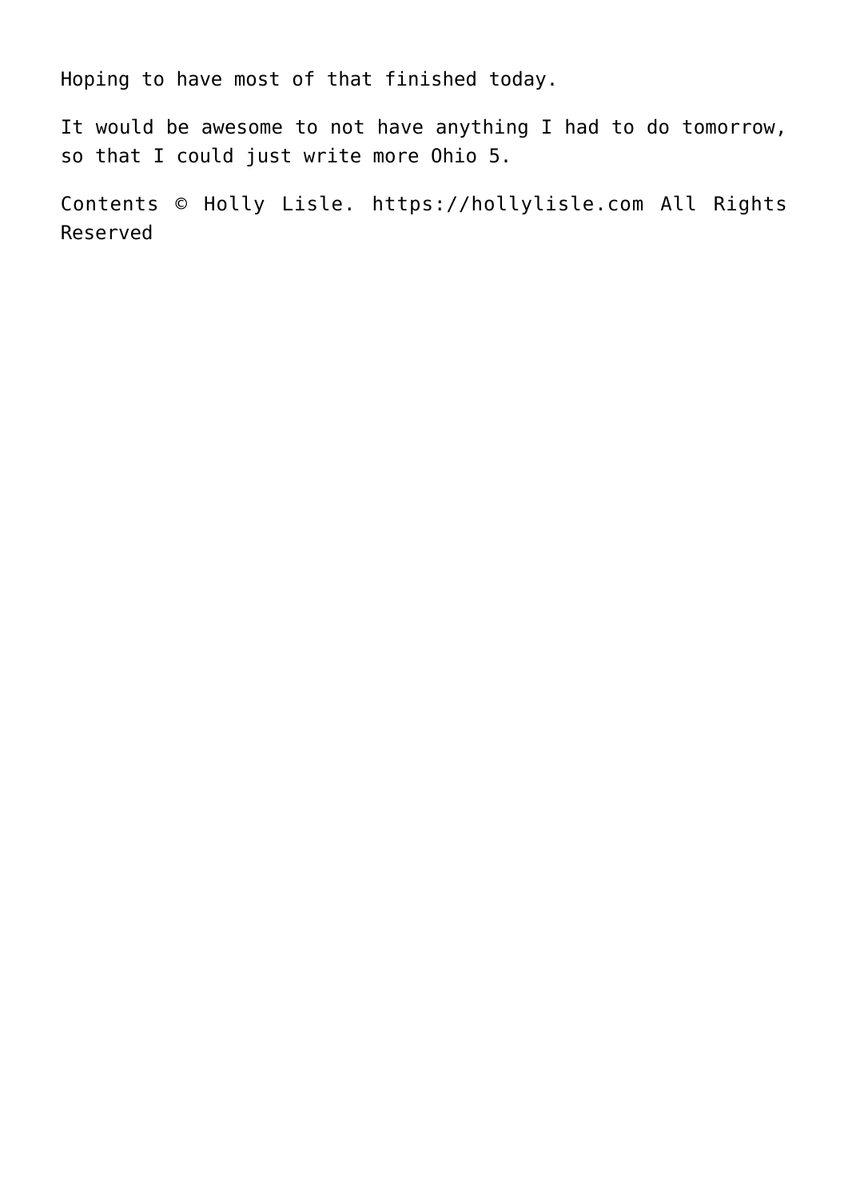Hoping to have most of that finished today.

It would be awesome to not have anything I had to do tomorrow, so that I could just write more Ohio 5.

Contents © Holly Lisle. https://hollylisle.com All Rights Reserved